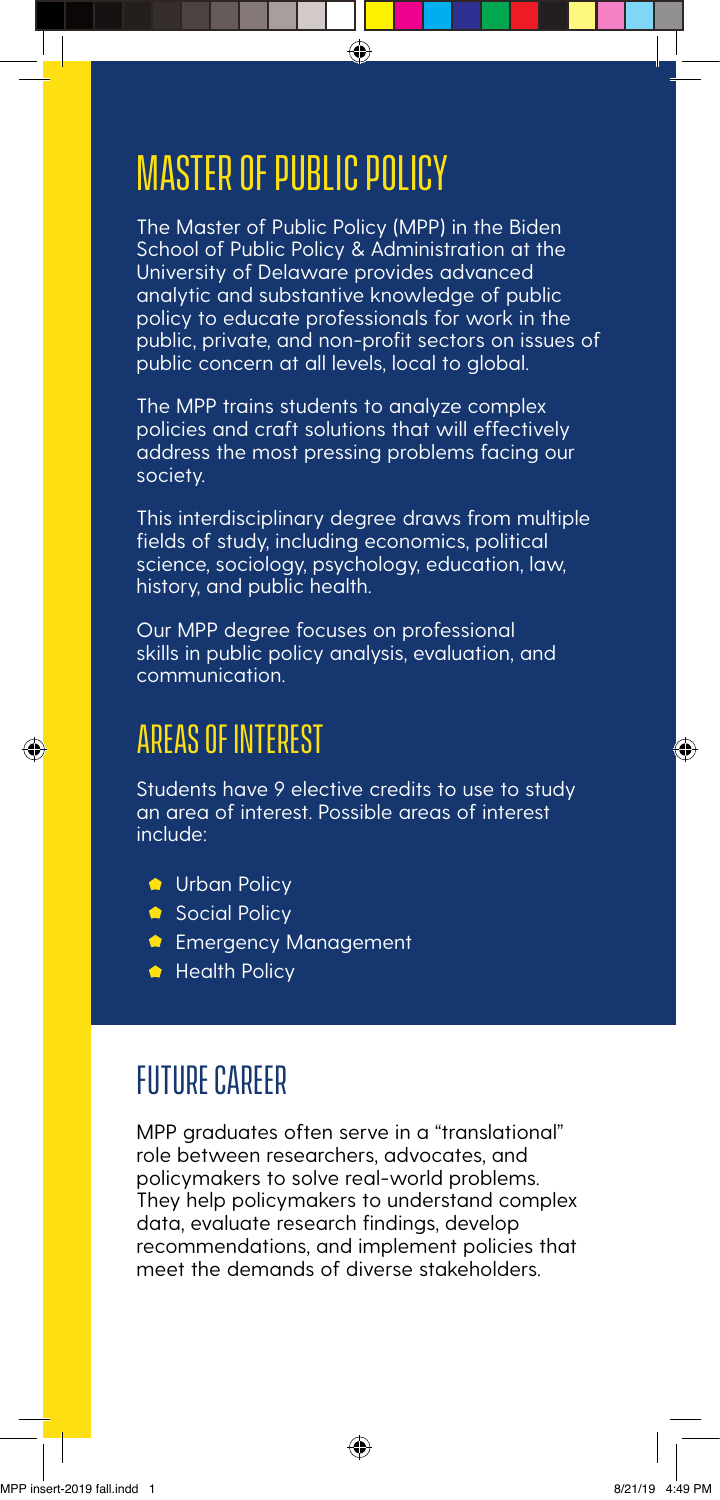# MASTER OF PUBLIC POLICY

The Master of Public Policy (MPP) in the Biden School of Public Policy & Administration at the University of Delaware provides advanced analytic and substantive knowledge of public policy to educate professionals for work in the public, private, and non-profit sectors on issues of public concern at all levels, local to global.

The MPP trains students to analyze complex policies and craft solutions that will effectively address the most pressing problems facing our society.

This interdisciplinary degree draws from multiple fields of study, including economics, political science, sociology, psychology, education, law, history, and public health.

Our MPP degree focuses on professional skills in public policy analysis, evaluation, and communication.

## AREAS OF INTEREST

Students have 9 elective credits to use to study an area of interest. Possible areas of interest include:

- Urban Policy
- Social Policy
- Emergency Management
- Health Policy

## FUTURE CAREER

MPP graduates often serve in a "translational" role between researchers, advocates, and policymakers to solve real-world problems. They help policymakers to understand complex data, evaluate research findings, develop recommendations, and implement policies that meet the demands of diverse stakeholders.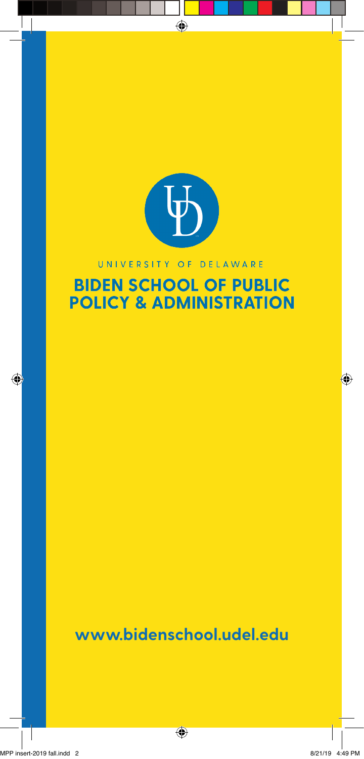UNIVERSITY OF DELAWARE

# BIDEN SCHOOL OF PUBLIC POLICY & ADMINISTRATION

**www.bidenschool.udel.edu**